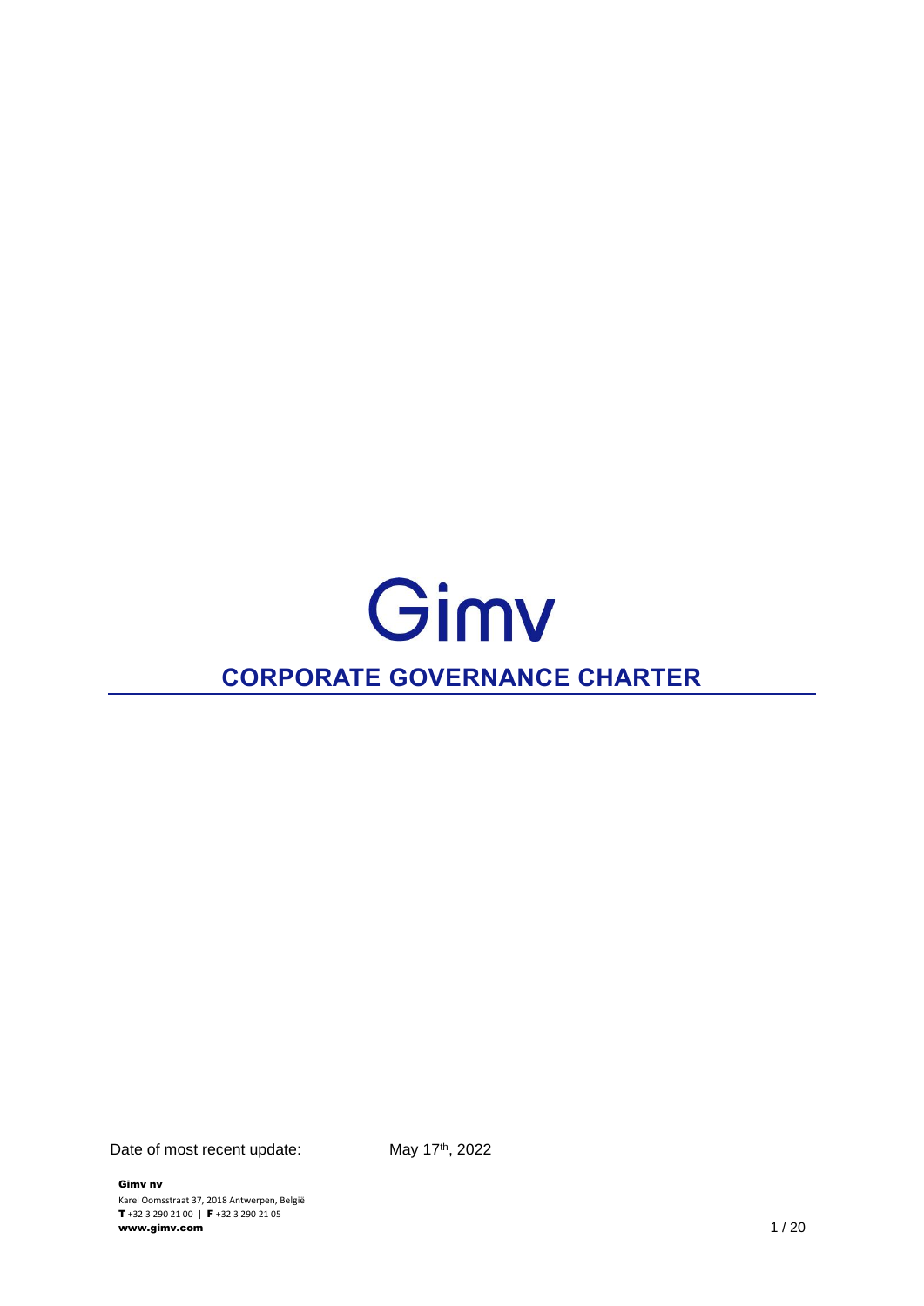Gimv

# CORPORATE GOVERNANCE CHARTER

Date of most recent update: May 17th, 2022

**Gimv nv**
Karel Oomsstraat 37, 2018 Antwerpen, België
**T** +32 3 290 21 00 | **F** +32 3 290 21 05
**www.gimv.com**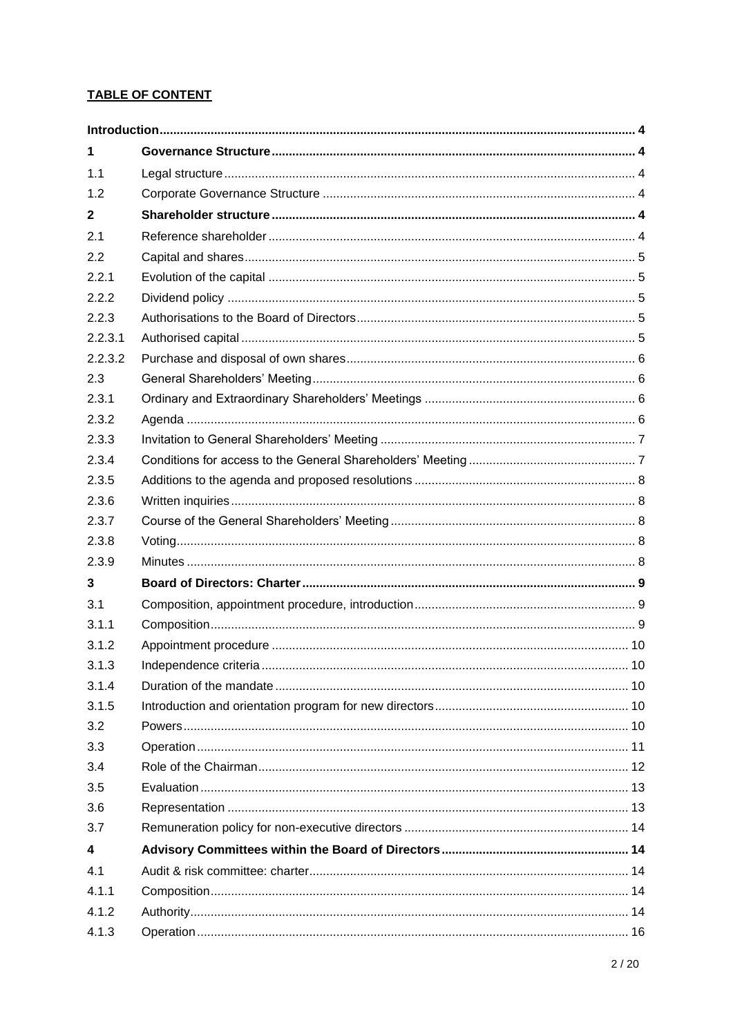**TABLE OF CONTENT**

| | | |
|---|---|---|
| **Introduction** | | **4** |
| **1** | **Governance Structure** | **4** |
| 1.1 | Legal structure | 4 |
| 1.2 | Corporate Governance Structure | 4 |
| **2** | **Shareholder structure** | **4** |
| 2.1 | Reference shareholder | 4 |
| 2.2 | Capital and shares | 5 |
| 2.2.1 | Evolution of the capital | 5 |
| 2.2.2 | Dividend policy | 5 |
| 2.2.3 | Authorisations to the Board of Directors | 5 |
| 2.2.3.1 | Authorised capital | 5 |
| 2.2.3.2 | Purchase and disposal of own shares | 6 |
| 2.3 | General Shareholders' Meeting | 6 |
| 2.3.1 | Ordinary and Extraordinary Shareholders' Meetings | 6 |
| 2.3.2 | Agenda | 6 |
| 2.3.3 | Invitation to General Shareholders' Meeting | 7 |
| 2.3.4 | Conditions for access to the General Shareholders' Meeting | 7 |
| 2.3.5 | Additions to the agenda and proposed resolutions | 8 |
| 2.3.6 | Written inquiries | 8 |
| 2.3.7 | Course of the General Shareholders' Meeting | 8 |
| 2.3.8 | Voting | 8 |
| 2.3.9 | Minutes | 8 |
| **3** | **Board of Directors: Charter** | **9** |
| 3.1 | Composition, appointment procedure, introduction | 9 |
| 3.1.1 | Composition | 9 |
| 3.1.2 | Appointment procedure | 10 |
| 3.1.3 | Independence criteria | 10 |
| 3.1.4 | Duration of the mandate | 10 |
| 3.1.5 | Introduction and orientation program for new directors | 10 |
| 3.2 | Powers | 10 |
| 3.3 | Operation | 11 |
| 3.4 | Role of the Chairman | 12 |
| 3.5 | Evaluation | 13 |
| 3.6 | Representation | 13 |
| 3.7 | Remuneration policy for non-executive directors | 14 |
| **4** | **Advisory Committees within the Board of Directors** | **14** |
| 4.1 | Audit & risk committee: charter | 14 |
| 4.1.1 | Composition | 14 |
| 4.1.2 | Authority | 14 |
| 4.1.3 | Operation | 16 |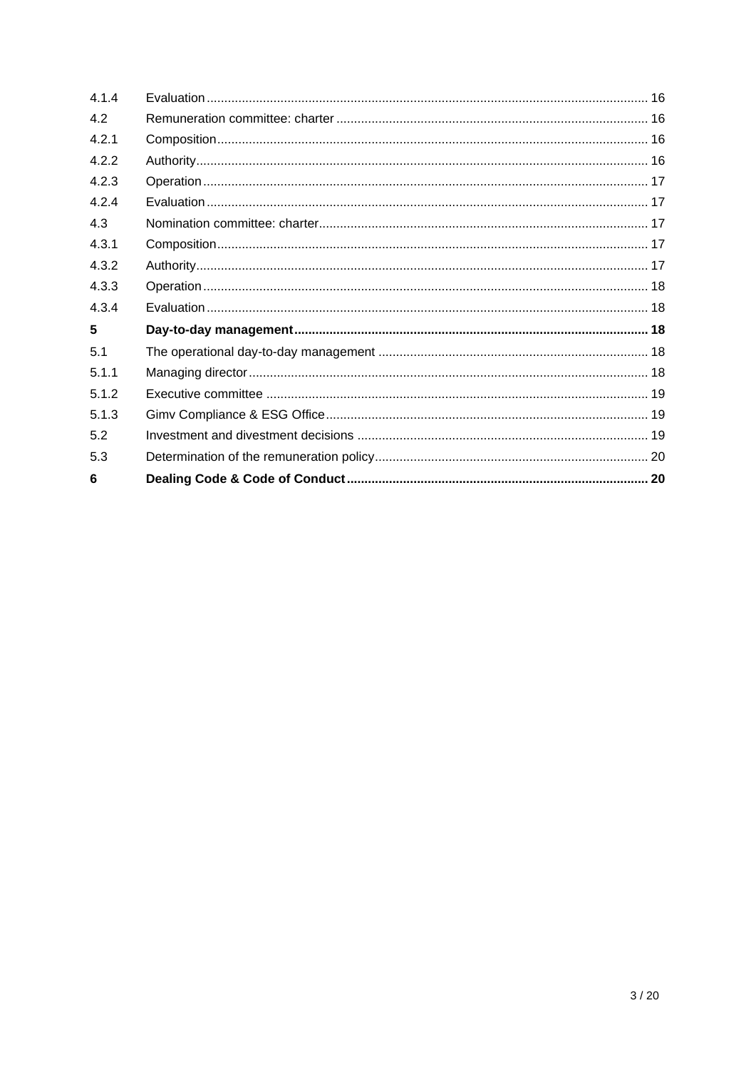| | | |
|---|---|---|
| 4.1.4 | Evaluation | 16 |
| 4.2 | Remuneration committee: charter | 16 |
| 4.2.1 | Composition | 16 |
| 4.2.2 | Authority | 16 |
| 4.2.3 | Operation | 17 |
| 4.2.4 | Evaluation | 17 |
| 4.3 | Nomination committee: charter | 17 |
| 4.3.1 | Composition | 17 |
| 4.3.2 | Authority | 17 |
| 4.3.3 | Operation | 18 |
| 4.3.4 | Evaluation | 18 |
| **5** | **Day-to-day management** | **18** |
| 5.1 | The operational day-to-day management | 18 |
| 5.1.1 | Managing director | 18 |
| 5.1.2 | Executive committee | 19 |
| 5.1.3 | Gimv Compliance & ESG Office | 19 |
| 5.2 | Investment and divestment decisions | 19 |
| 5.3 | Determination of the remuneration policy | 20 |
| **6** | **Dealing Code & Code of Conduct** | **20** |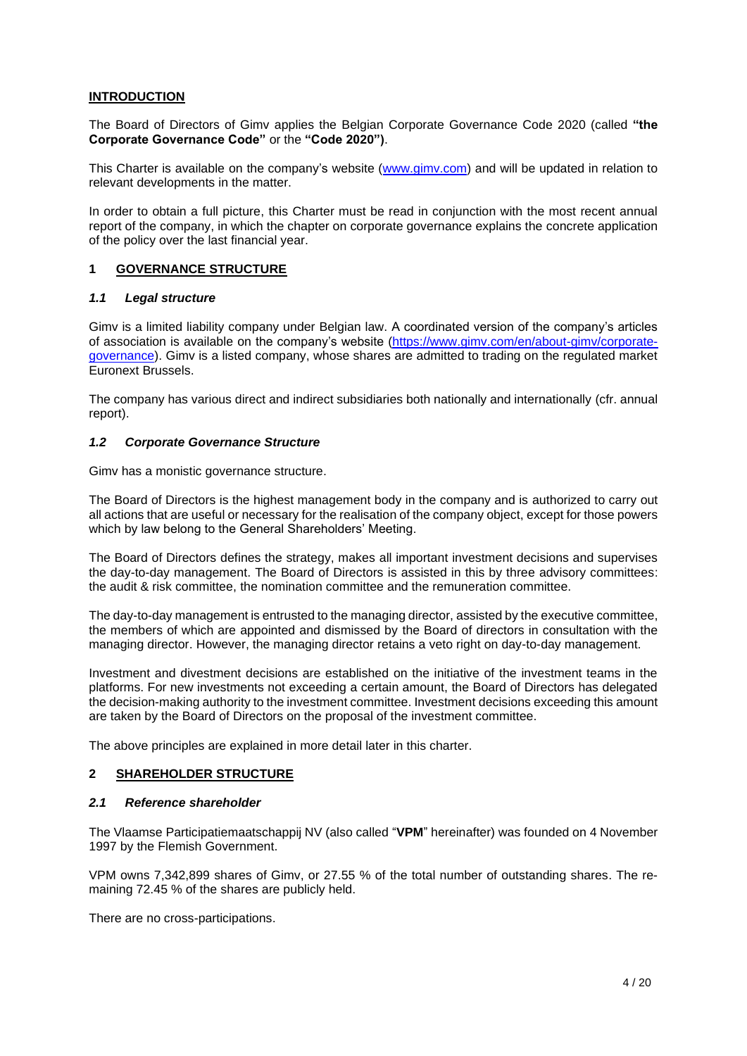## INTRODUCTION

The Board of Directors of Gimv applies the Belgian Corporate Governance Code 2020 (called **"the Corporate Governance Code"** or the **"Code 2020")**.

This Charter is available on the company's website ([www.gimv.com](www.gimv.com)) and will be updated in relation to relevant developments in the matter.

In order to obtain a full picture, this Charter must be read in conjunction with the most recent annual report of the company, in which the chapter on corporate governance explains the concrete application of the policy over the last financial year.

## 1 GOVERNANCE STRUCTURE

### *1.1 Legal structure*

Gimv is a limited liability company under Belgian law. A coordinated version of the company's articles of association is available on the company's website ([https://www.gimv.com/en/about-gimv/corporate-governance](https://www.gimv.com/en/about-gimv/corporate-governance)). Gimv is a listed company, whose shares are admitted to trading on the regulated market Euronext Brussels.

The company has various direct and indirect subsidiaries both nationally and internationally (cfr. annual report).

### *1.2 Corporate Governance Structure*

Gimv has a monistic governance structure.

The Board of Directors is the highest management body in the company and is authorized to carry out all actions that are useful or necessary for the realisation of the company object, except for those powers which by law belong to the General Shareholders' Meeting.

The Board of Directors defines the strategy, makes all important investment decisions and supervises the day-to-day management. The Board of Directors is assisted in this by three advisory committees: the audit & risk committee, the nomination committee and the remuneration committee.

The day-to-day management is entrusted to the managing director, assisted by the executive committee, the members of which are appointed and dismissed by the Board of directors in consultation with the managing director. However, the managing director retains a veto right on day-to-day management.

Investment and divestment decisions are established on the initiative of the investment teams in the platforms. For new investments not exceeding a certain amount, the Board of Directors has delegated the decision-making authority to the investment committee. Investment decisions exceeding this amount are taken by the Board of Directors on the proposal of the investment committee.

The above principles are explained in more detail later in this charter.

## 2 SHAREHOLDER STRUCTURE

### *2.1 Reference shareholder*

The Vlaamse Participatiemaatschappij NV (also called "**VPM**" hereinafter) was founded on 4 November 1997 by the Flemish Government.

VPM owns 7,342,899 shares of Gimv, or 27.55 % of the total number of outstanding shares. The remaining 72.45 % of the shares are publicly held.

There are no cross-participations.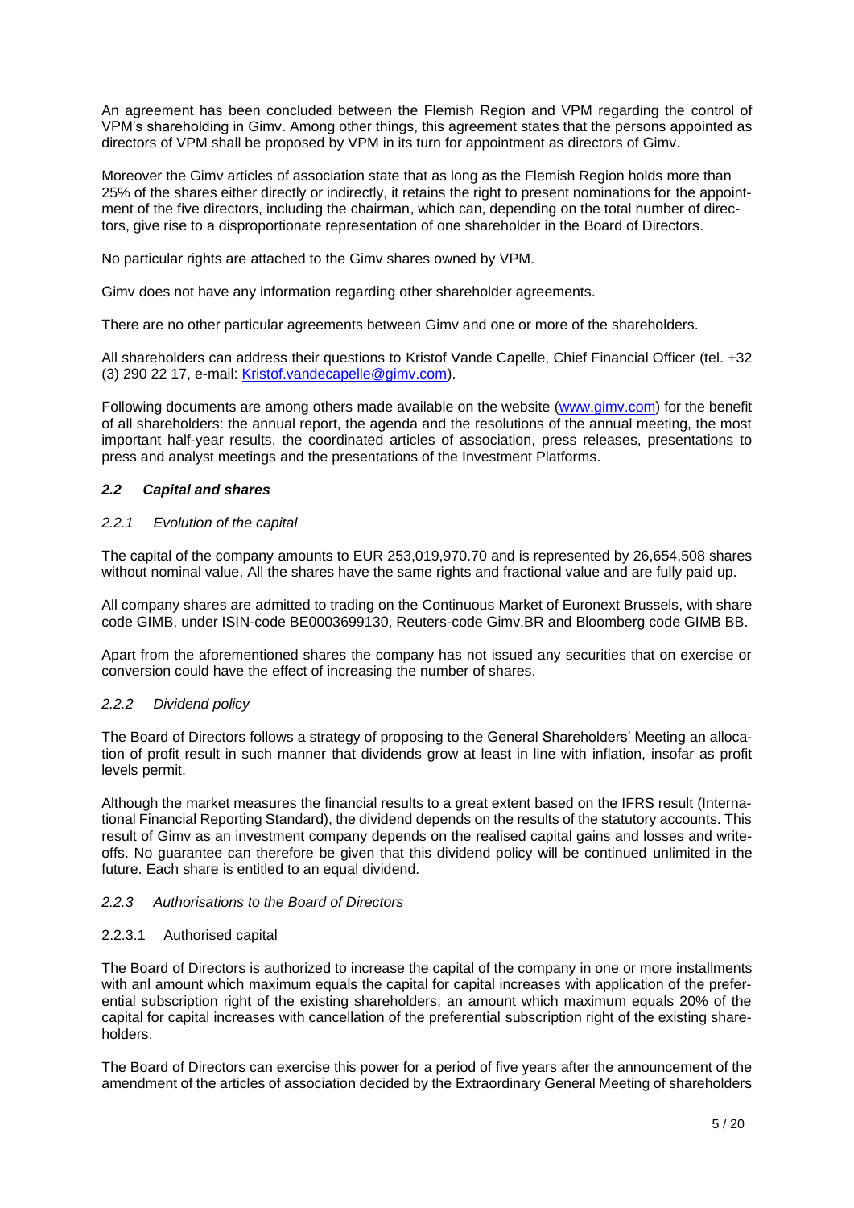An agreement has been concluded between the Flemish Region and VPM regarding the control of VPM's shareholding in Gimv. Among other things, this agreement states that the persons appointed as directors of VPM shall be proposed by VPM in its turn for appointment as directors of Gimv.

Moreover the Gimv articles of association state that as long as the Flemish Region holds more than 25% of the shares either directly or indirectly, it retains the right to present nominations for the appointment of the five directors, including the chairman, which can, depending on the total number of directors, give rise to a disproportionate representation of one shareholder in the Board of Directors.

No particular rights are attached to the Gimv shares owned by VPM.

Gimv does not have any information regarding other shareholder agreements.

There are no other particular agreements between Gimv and one or more of the shareholders.

All shareholders can address their questions to Kristof Vande Capelle, Chief Financial Officer (tel. +32 (3) 290 22 17, e-mail: Kristof.vandecapelle@gimv.com).

Following documents are among others made available on the website (www.gimv.com) for the benefit of all shareholders: the annual report, the agenda and the resolutions of the annual meeting, the most important half-year results, the coordinated articles of association, press releases, presentations to press and analyst meetings and the presentations of the Investment Platforms.

## *2.2 Capital and shares*

### *2.2.1 Evolution of the capital*

The capital of the company amounts to EUR 253,019,970.70 and is represented by 26,654,508 shares without nominal value. All the shares have the same rights and fractional value and are fully paid up.

All company shares are admitted to trading on the Continuous Market of Euronext Brussels, with share code GIMB, under ISIN-code BE0003699130, Reuters-code Gimv.BR and Bloomberg code GIMB BB.

Apart from the aforementioned shares the company has not issued any securities that on exercise or conversion could have the effect of increasing the number of shares.

### *2.2.2 Dividend policy*

The Board of Directors follows a strategy of proposing to the General Shareholders' Meeting an allocation of profit result in such manner that dividends grow at least in line with inflation, insofar as profit levels permit.

Although the market measures the financial results to a great extent based on the IFRS result (International Financial Reporting Standard), the dividend depends on the results of the statutory accounts. This result of Gimv as an investment company depends on the realised capital gains and losses and write-offs. No guarantee can therefore be given that this dividend policy will be continued unlimited in the future. Each share is entitled to an equal dividend.

### *2.2.3 Authorisations to the Board of Directors*

#### 2.2.3.1 Authorised capital

The Board of Directors is authorized to increase the capital of the company in one or more installments with anl amount which maximum equals the capital for capital increases with application of the preferential subscription right of the existing shareholders; an amount which maximum equals 20% of the capital for capital increases with cancellation of the preferential subscription right of the existing shareholders.

The Board of Directors can exercise this power for a period of five years after the announcement of the amendment of the articles of association decided by the Extraordinary General Meeting of shareholders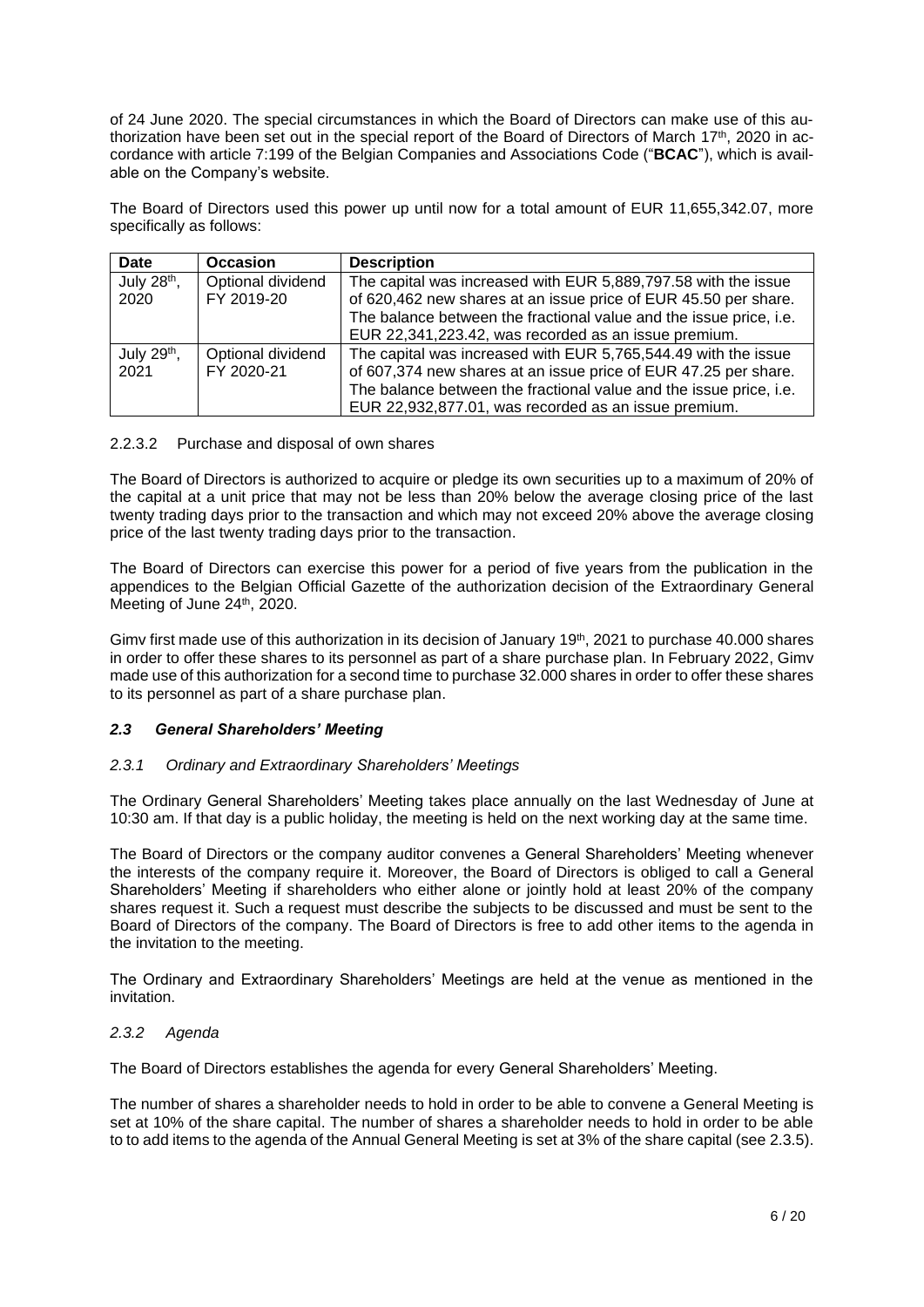of 24 June 2020. The special circumstances in which the Board of Directors can make use of this authorization have been set out in the special report of the Board of Directors of March 17th, 2020 in accordance with article 7:199 of the Belgian Companies and Associations Code ("**BCAC**"), which is available on the Company's website.

The Board of Directors used this power up until now for a total amount of EUR 11,655,342.07, more specifically as follows:

| Date | Occasion | Description |
|---|---|---|
| July 28th, 2020 | Optional dividend FY 2019-20 | The capital was increased with EUR 5,889,797.58 with the issue of 620,462 new shares at an issue price of EUR 45.50 per share. The balance between the fractional value and the issue price, i.e. EUR 22,341,223.42, was recorded as an issue premium. |
| July 29th, 2021 | Optional dividend FY 2020-21 | The capital was increased with EUR 5,765,544.49 with the issue of 607,374 new shares at an issue price of EUR 47.25 per share. The balance between the fractional value and the issue price, i.e. EUR 22,932,877.01, was recorded as an issue premium. |

2.2.3.2 Purchase and disposal of own shares

The Board of Directors is authorized to acquire or pledge its own securities up to a maximum of 20% of the capital at a unit price that may not be less than 20% below the average closing price of the last twenty trading days prior to the transaction and which may not exceed 20% above the average closing price of the last twenty trading days prior to the transaction.

The Board of Directors can exercise this power for a period of five years from the publication in the appendices to the Belgian Official Gazette of the authorization decision of the Extraordinary General Meeting of June 24th, 2020.

Gimv first made use of this authorization in its decision of January 19th, 2021 to purchase 40.000 shares in order to offer these shares to its personnel as part of a share purchase plan. In February 2022, Gimv made use of this authorization for a second time to purchase 32.000 shares in order to offer these shares to its personnel as part of a share purchase plan.

### *2.3 General Shareholders' Meeting*

#### *2.3.1 Ordinary and Extraordinary Shareholders' Meetings*

The Ordinary General Shareholders' Meeting takes place annually on the last Wednesday of June at 10:30 am. If that day is a public holiday, the meeting is held on the next working day at the same time.

The Board of Directors or the company auditor convenes a General Shareholders' Meeting whenever the interests of the company require it. Moreover, the Board of Directors is obliged to call a General Shareholders' Meeting if shareholders who either alone or jointly hold at least 20% of the company shares request it. Such a request must describe the subjects to be discussed and must be sent to the Board of Directors of the company. The Board of Directors is free to add other items to the agenda in the invitation to the meeting.

The Ordinary and Extraordinary Shareholders' Meetings are held at the venue as mentioned in the invitation.

#### *2.3.2 Agenda*

The Board of Directors establishes the agenda for every General Shareholders' Meeting.

The number of shares a shareholder needs to hold in order to be able to convene a General Meeting is set at 10% of the share capital. The number of shares a shareholder needs to hold in order to be able to to add items to the agenda of the Annual General Meeting is set at 3% of the share capital (see 2.3.5).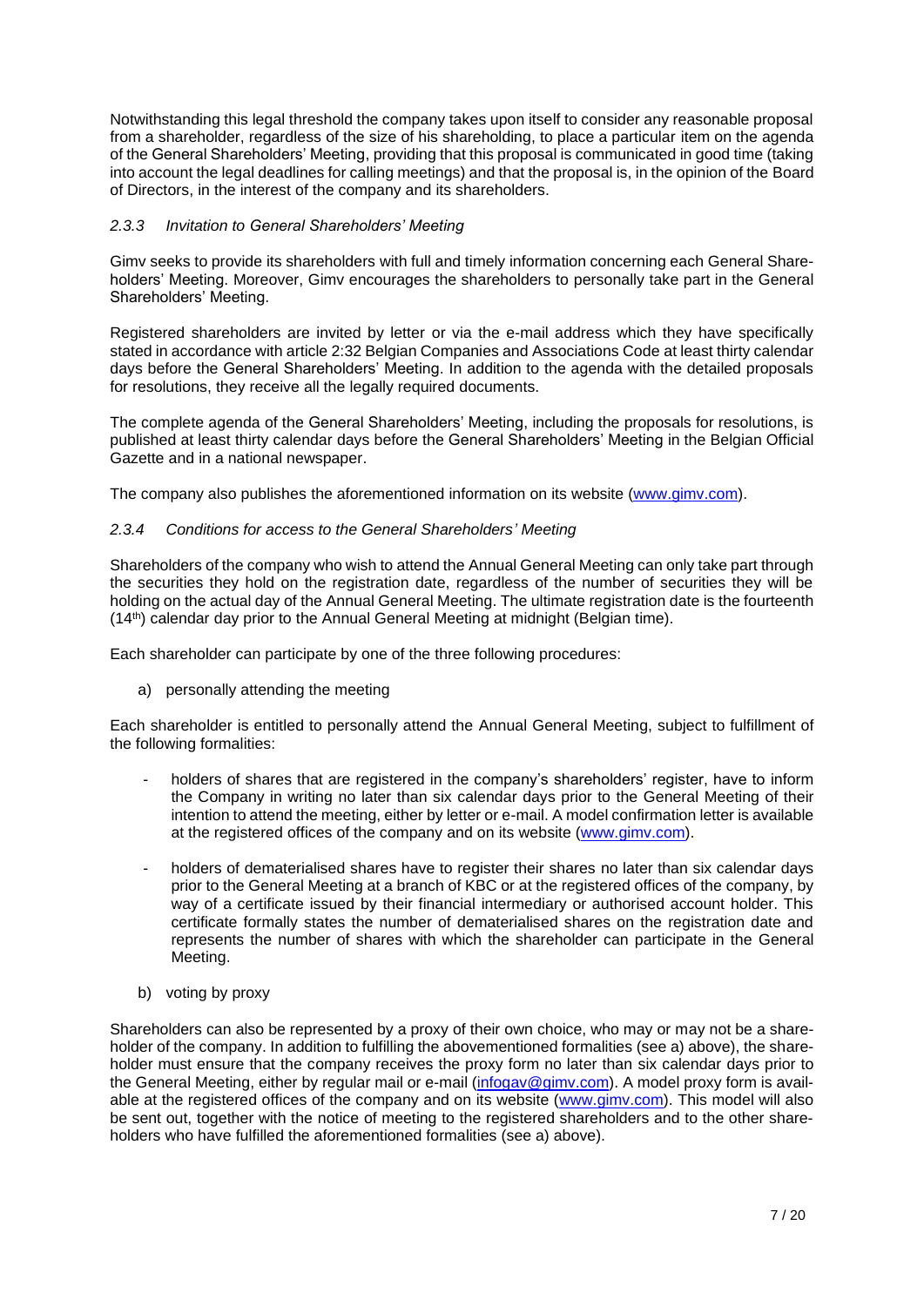Notwithstanding this legal threshold the company takes upon itself to consider any reasonable proposal from a shareholder, regardless of the size of his shareholding, to place a particular item on the agenda of the General Shareholders' Meeting, providing that this proposal is communicated in good time (taking into account the legal deadlines for calling meetings) and that the proposal is, in the opinion of the Board of Directors, in the interest of the company and its shareholders.

### *2.3.3 Invitation to General Shareholders' Meeting*

Gimv seeks to provide its shareholders with full and timely information concerning each General Shareholders' Meeting. Moreover, Gimv encourages the shareholders to personally take part in the General Shareholders' Meeting.

Registered shareholders are invited by letter or via the e-mail address which they have specifically stated in accordance with article 2:32 Belgian Companies and Associations Code at least thirty calendar days before the General Shareholders' Meeting. In addition to the agenda with the detailed proposals for resolutions, they receive all the legally required documents.

The complete agenda of the General Shareholders' Meeting, including the proposals for resolutions, is published at least thirty calendar days before the General Shareholders' Meeting in the Belgian Official Gazette and in a national newspaper.

The company also publishes the aforementioned information on its website (www.gimv.com).

### *2.3.4 Conditions for access to the General Shareholders' Meeting*

Shareholders of the company who wish to attend the Annual General Meeting can only take part through the securities they hold on the registration date, regardless of the number of securities they will be holding on the actual day of the Annual General Meeting. The ultimate registration date is the fourteenth (14th) calendar day prior to the Annual General Meeting at midnight (Belgian time).

Each shareholder can participate by one of the three following procedures:

a) personally attending the meeting

Each shareholder is entitled to personally attend the Annual General Meeting, subject to fulfillment of the following formalities:

- holders of shares that are registered in the company's shareholders' register, have to inform the Company in writing no later than six calendar days prior to the General Meeting of their intention to attend the meeting, either by letter or e-mail. A model confirmation letter is available at the registered offices of the company and on its website (www.gimv.com).
- holders of dematerialised shares have to register their shares no later than six calendar days prior to the General Meeting at a branch of KBC or at the registered offices of the company, by way of a certificate issued by their financial intermediary or authorised account holder. This certificate formally states the number of dematerialised shares on the registration date and represents the number of shares with which the shareholder can participate in the General Meeting.

b) voting by proxy

Shareholders can also be represented by a proxy of their own choice, who may or may not be a shareholder of the company. In addition to fulfilling the abovementioned formalities (see a) above), the shareholder must ensure that the company receives the proxy form no later than six calendar days prior to the General Meeting, either by regular mail or e-mail (infogav@gimv.com). A model proxy form is available at the registered offices of the company and on its website (www.gimv.com). This model will also be sent out, together with the notice of meeting to the registered shareholders and to the other shareholders who have fulfilled the aforementioned formalities (see a) above).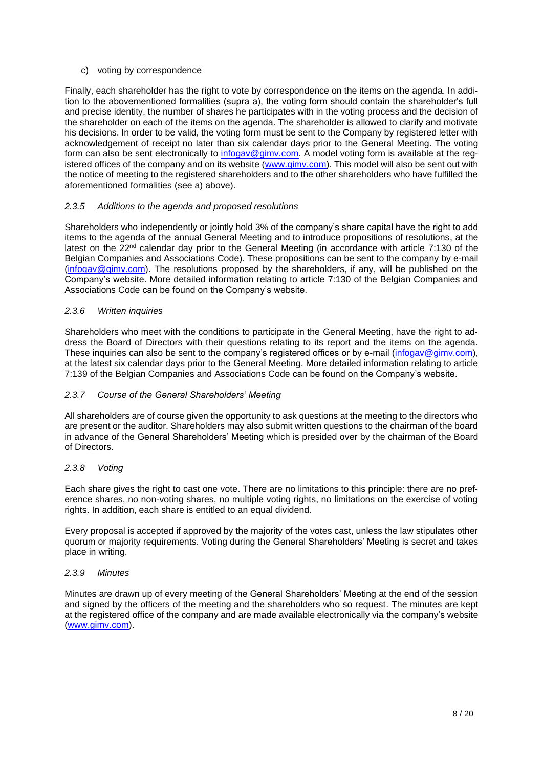c) voting by correspondence

Finally, each shareholder has the right to vote by correspondence on the items on the agenda. In addition to the abovementioned formalities (supra a), the voting form should contain the shareholder's full and precise identity, the number of shares he participates with in the voting process and the decision of the shareholder on each of the items on the agenda. The shareholder is allowed to clarify and motivate his decisions. In order to be valid, the voting form must be sent to the Company by registered letter with acknowledgement of receipt no later than six calendar days prior to the General Meeting. The voting form can also be sent electronically to infogav@gimv.com. A model voting form is available at the registered offices of the company and on its website (www.gimv.com). This model will also be sent out with the notice of meeting to the registered shareholders and to the other shareholders who have fulfilled the aforementioned formalities (see a) above).

### *2.3.5 Additions to the agenda and proposed resolutions*

Shareholders who independently or jointly hold 3% of the company's share capital have the right to add items to the agenda of the annual General Meeting and to introduce propositions of resolutions, at the latest on the 22nd calendar day prior to the General Meeting (in accordance with article 7:130 of the Belgian Companies and Associations Code). These propositions can be sent to the company by e-mail (infogav@gimv.com). The resolutions proposed by the shareholders, if any, will be published on the Company's website. More detailed information relating to article 7:130 of the Belgian Companies and Associations Code can be found on the Company's website.

### *2.3.6 Written inquiries*

Shareholders who meet with the conditions to participate in the General Meeting, have the right to address the Board of Directors with their questions relating to its report and the items on the agenda. These inquiries can also be sent to the company's registered offices or by e-mail (infogav@gimv.com), at the latest six calendar days prior to the General Meeting. More detailed information relating to article 7:139 of the Belgian Companies and Associations Code can be found on the Company's website.

### *2.3.7 Course of the General Shareholders' Meeting*

All shareholders are of course given the opportunity to ask questions at the meeting to the directors who are present or the auditor. Shareholders may also submit written questions to the chairman of the board in advance of the General Shareholders' Meeting which is presided over by the chairman of the Board of Directors.

### *2.3.8 Voting*

Each share gives the right to cast one vote. There are no limitations to this principle: there are no preference shares, no non-voting shares, no multiple voting rights, no limitations on the exercise of voting rights. In addition, each share is entitled to an equal dividend.

Every proposal is accepted if approved by the majority of the votes cast, unless the law stipulates other quorum or majority requirements. Voting during the General Shareholders' Meeting is secret and takes place in writing.

### *2.3.9 Minutes*

Minutes are drawn up of every meeting of the General Shareholders' Meeting at the end of the session and signed by the officers of the meeting and the shareholders who so request. The minutes are kept at the registered office of the company and are made available electronically via the company's website (www.gimv.com).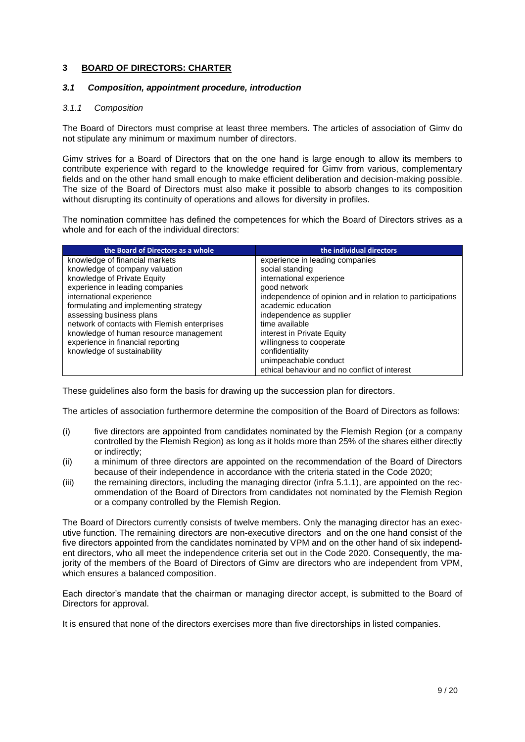## 3 BOARD OF DIRECTORS: CHARTER

### *3.1 Composition, appointment procedure, introduction*

#### *3.1.1 Composition*

The Board of Directors must comprise at least three members. The articles of association of Gimv do not stipulate any minimum or maximum number of directors.

Gimv strives for a Board of Directors that on the one hand is large enough to allow its members to contribute experience with regard to the knowledge required for Gimv from various, complementary fields and on the other hand small enough to make efficient deliberation and decision-making possible. The size of the Board of Directors must also make it possible to absorb changes to its composition without disrupting its continuity of operations and allows for diversity in profiles.

The nomination committee has defined the competences for which the Board of Directors strives as a whole and for each of the individual directors:

| the Board of Directors as a whole | the individual directors |
|---|---|
| knowledge of financial markets | experience in leading companies |
| knowledge of company valuation | social standing |
| knowledge of Private Equity | international experience |
| experience in leading companies | good network |
| international experience | independence of opinion and in relation to participations |
| formulating and implementing strategy | academic education |
| assessing business plans | independence as supplier |
| network of contacts with Flemish enterprises | time available |
| knowledge of human resource management | interest in Private Equity |
| experience in financial reporting | willingness to cooperate |
| knowledge of sustainability | confidentiality |
| | unimpeachable conduct |
| | ethical behaviour and no conflict of interest |

These guidelines also form the basis for drawing up the succession plan for directors.

The articles of association furthermore determine the composition of the Board of Directors as follows:

(i) five directors are appointed from candidates nominated by the Flemish Region (or a company controlled by the Flemish Region) as long as it holds more than 25% of the shares either directly or indirectly;

(ii) a minimum of three directors are appointed on the recommendation of the Board of Directors because of their independence in accordance with the criteria stated in the Code 2020;

(iii) the remaining directors, including the managing director (infra 5.1.1), are appointed on the recommendation of the Board of Directors from candidates not nominated by the Flemish Region or a company controlled by the Flemish Region.

The Board of Directors currently consists of twelve members. Only the managing director has an executive function. The remaining directors are non-executive directors and on the one hand consist of the five directors appointed from the candidates nominated by VPM and on the other hand of six independent directors, who all meet the independence criteria set out in the Code 2020. Consequently, the majority of the members of the Board of Directors of Gimv are directors who are independent from VPM, which ensures a balanced composition.

Each director's mandate that the chairman or managing director accept, is submitted to the Board of Directors for approval.

It is ensured that none of the directors exercises more than five directorships in listed companies.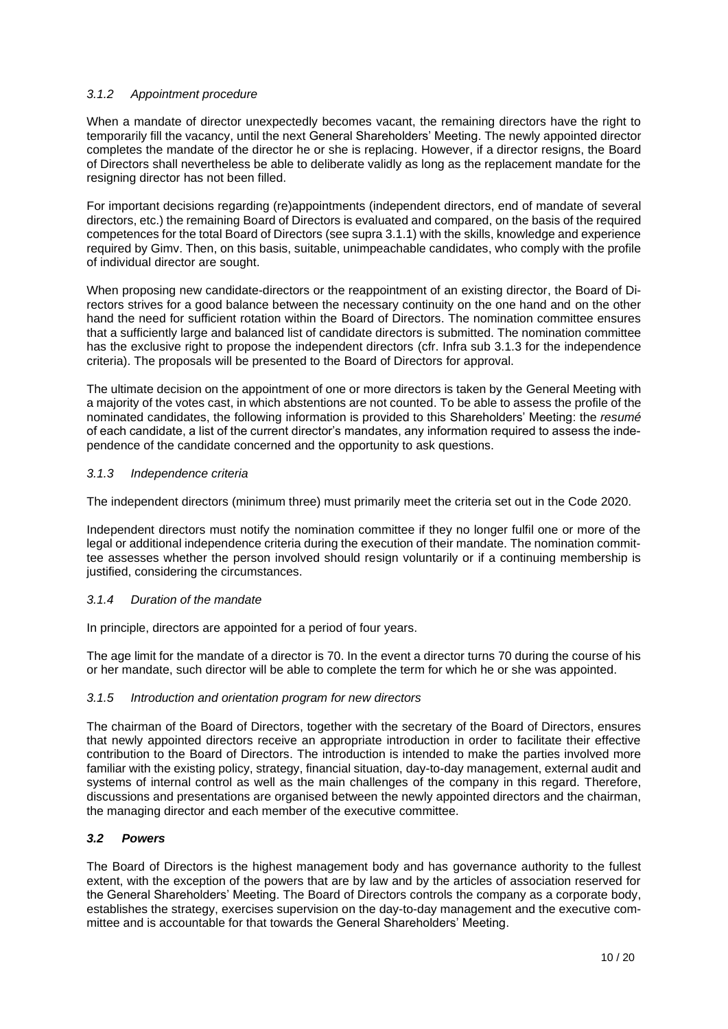### *3.1.2 Appointment procedure*

When a mandate of director unexpectedly becomes vacant, the remaining directors have the right to temporarily fill the vacancy, until the next General Shareholders' Meeting. The newly appointed director completes the mandate of the director he or she is replacing. However, if a director resigns, the Board of Directors shall nevertheless be able to deliberate validly as long as the replacement mandate for the resigning director has not been filled.

For important decisions regarding (re)appointments (independent directors, end of mandate of several directors, etc.) the remaining Board of Directors is evaluated and compared, on the basis of the required competences for the total Board of Directors (see supra 3.1.1) with the skills, knowledge and experience required by Gimv. Then, on this basis, suitable, unimpeachable candidates, who comply with the profile of individual director are sought.

When proposing new candidate-directors or the reappointment of an existing director, the Board of Directors strives for a good balance between the necessary continuity on the one hand and on the other hand the need for sufficient rotation within the Board of Directors. The nomination committee ensures that a sufficiently large and balanced list of candidate directors is submitted. The nomination committee has the exclusive right to propose the independent directors (cfr. Infra sub 3.1.3 for the independence criteria). The proposals will be presented to the Board of Directors for approval.

The ultimate decision on the appointment of one or more directors is taken by the General Meeting with a majority of the votes cast, in which abstentions are not counted. To be able to assess the profile of the nominated candidates, the following information is provided to this Shareholders' Meeting: the *resumé* of each candidate, a list of the current director's mandates, any information required to assess the independence of the candidate concerned and the opportunity to ask questions.

### *3.1.3 Independence criteria*

The independent directors (minimum three) must primarily meet the criteria set out in the Code 2020.

Independent directors must notify the nomination committee if they no longer fulfil one or more of the legal or additional independence criteria during the execution of their mandate. The nomination committee assesses whether the person involved should resign voluntarily or if a continuing membership is justified, considering the circumstances.

### *3.1.4 Duration of the mandate*

In principle, directors are appointed for a period of four years.

The age limit for the mandate of a director is 70. In the event a director turns 70 during the course of his or her mandate, such director will be able to complete the term for which he or she was appointed.

### *3.1.5 Introduction and orientation program for new directors*

The chairman of the Board of Directors, together with the secretary of the Board of Directors, ensures that newly appointed directors receive an appropriate introduction in order to facilitate their effective contribution to the Board of Directors. The introduction is intended to make the parties involved more familiar with the existing policy, strategy, financial situation, day-to-day management, external audit and systems of internal control as well as the main challenges of the company in this regard. Therefore, discussions and presentations are organised between the newly appointed directors and the chairman, the managing director and each member of the executive committee.

## ***3.2 Powers***

The Board of Directors is the highest management body and has governance authority to the fullest extent, with the exception of the powers that are by law and by the articles of association reserved for the General Shareholders' Meeting. The Board of Directors controls the company as a corporate body, establishes the strategy, exercises supervision on the day-to-day management and the executive committee and is accountable for that towards the General Shareholders' Meeting.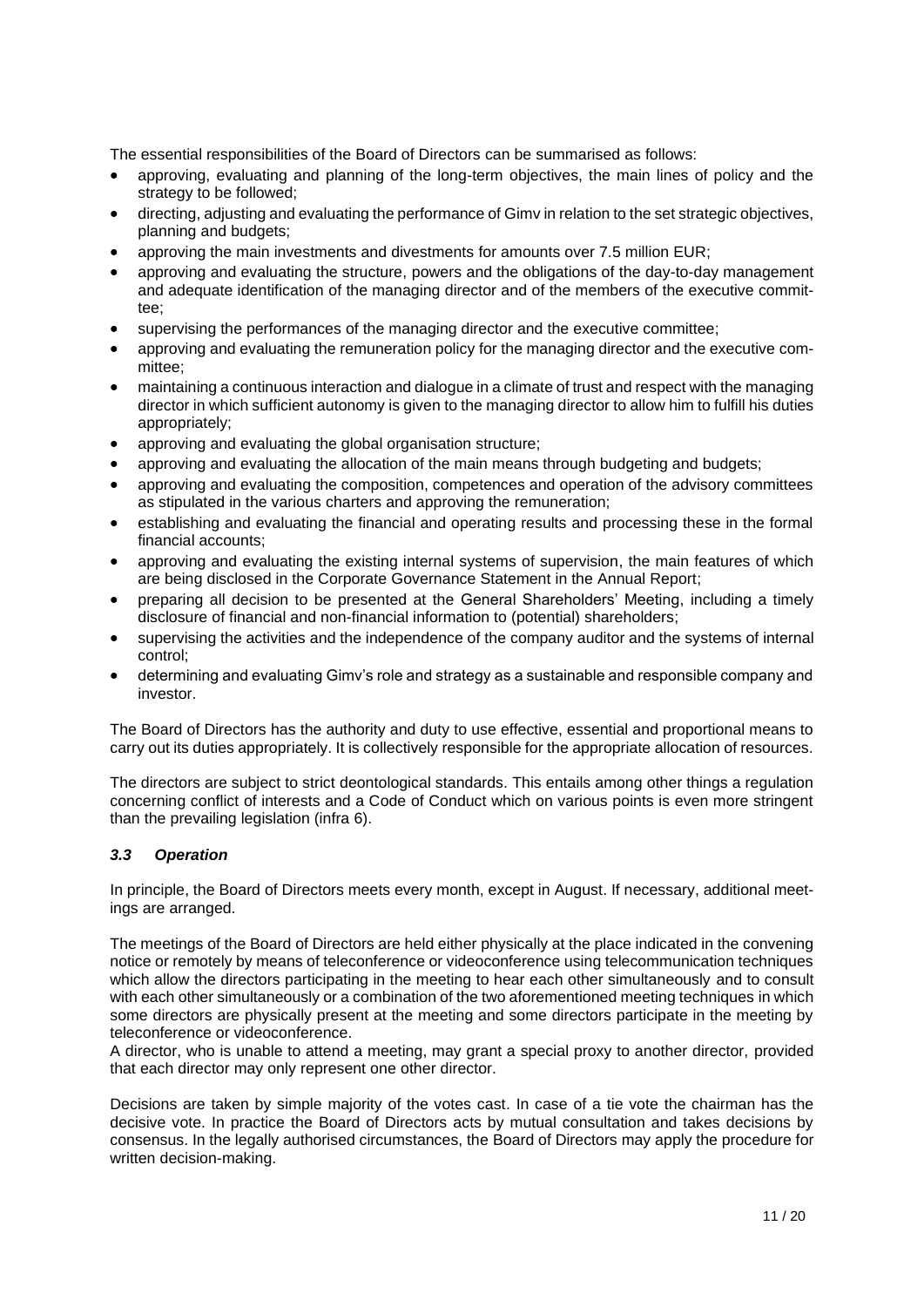The essential responsibilities of the Board of Directors can be summarised as follows:

- approving, evaluating and planning of the long-term objectives, the main lines of policy and the strategy to be followed;
- directing, adjusting and evaluating the performance of Gimv in relation to the set strategic objectives, planning and budgets;
- approving the main investments and divestments for amounts over 7.5 million EUR;
- approving and evaluating the structure, powers and the obligations of the day-to-day management and adequate identification of the managing director and of the members of the executive committee;
- supervising the performances of the managing director and the executive committee;
- approving and evaluating the remuneration policy for the managing director and the executive committee;
- maintaining a continuous interaction and dialogue in a climate of trust and respect with the managing director in which sufficient autonomy is given to the managing director to allow him to fulfill his duties appropriately;
- approving and evaluating the global organisation structure;
- approving and evaluating the allocation of the main means through budgeting and budgets;
- approving and evaluating the composition, competences and operation of the advisory committees as stipulated in the various charters and approving the remuneration;
- establishing and evaluating the financial and operating results and processing these in the formal financial accounts;
- approving and evaluating the existing internal systems of supervision, the main features of which are being disclosed in the Corporate Governance Statement in the Annual Report;
- preparing all decision to be presented at the General Shareholders' Meeting, including a timely disclosure of financial and non-financial information to (potential) shareholders;
- supervising the activities and the independence of the company auditor and the systems of internal control;
- determining and evaluating Gimv's role and strategy as a sustainable and responsible company and investor.

The Board of Directors has the authority and duty to use effective, essential and proportional means to carry out its duties appropriately. It is collectively responsible for the appropriate allocation of resources.

The directors are subject to strict deontological standards. This entails among other things a regulation concerning conflict of interests and a Code of Conduct which on various points is even more stringent than the prevailing legislation (infra 6).

### *3.3 Operation*

In principle, the Board of Directors meets every month, except in August. If necessary, additional meetings are arranged.

The meetings of the Board of Directors are held either physically at the place indicated in the convening notice or remotely by means of teleconference or videoconference using telecommunication techniques which allow the directors participating in the meeting to hear each other simultaneously and to consult with each other simultaneously or a combination of the two aforementioned meeting techniques in which some directors are physically present at the meeting and some directors participate in the meeting by teleconference or videoconference.
A director, who is unable to attend a meeting, may grant a special proxy to another director, provided that each director may only represent one other director.

Decisions are taken by simple majority of the votes cast. In case of a tie vote the chairman has the decisive vote. In practice the Board of Directors acts by mutual consultation and takes decisions by consensus. In the legally authorised circumstances, the Board of Directors may apply the procedure for written decision-making.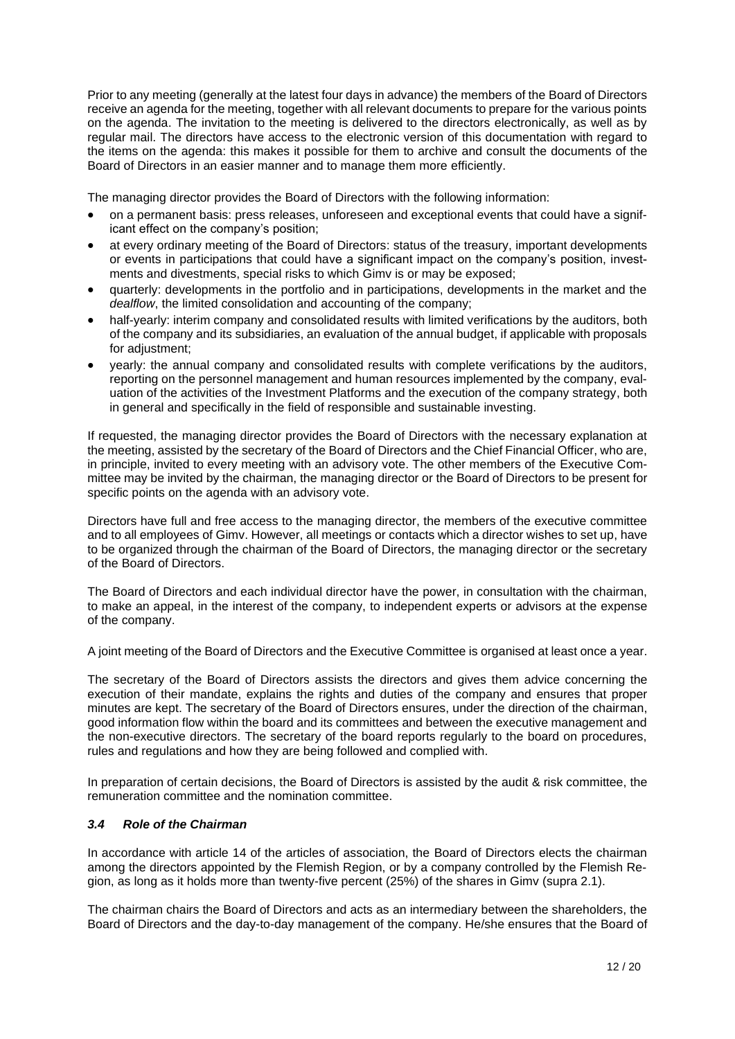Prior to any meeting (generally at the latest four days in advance) the members of the Board of Directors receive an agenda for the meeting, together with all relevant documents to prepare for the various points on the agenda. The invitation to the meeting is delivered to the directors electronically, as well as by regular mail. The directors have access to the electronic version of this documentation with regard to the items on the agenda: this makes it possible for them to archive and consult the documents of the Board of Directors in an easier manner and to manage them more efficiently.

The managing director provides the Board of Directors with the following information:

- on a permanent basis: press releases, unforeseen and exceptional events that could have a significant effect on the company's position;
- at every ordinary meeting of the Board of Directors: status of the treasury, important developments or events in participations that could have a significant impact on the company's position, investments and divestments, special risks to which Gimv is or may be exposed;
- quarterly: developments in the portfolio and in participations, developments in the market and the *dealflow*, the limited consolidation and accounting of the company;
- half-yearly: interim company and consolidated results with limited verifications by the auditors, both of the company and its subsidiaries, an evaluation of the annual budget, if applicable with proposals for adjustment;
- yearly: the annual company and consolidated results with complete verifications by the auditors, reporting on the personnel management and human resources implemented by the company, evaluation of the activities of the Investment Platforms and the execution of the company strategy, both in general and specifically in the field of responsible and sustainable investing.

If requested, the managing director provides the Board of Directors with the necessary explanation at the meeting, assisted by the secretary of the Board of Directors and the Chief Financial Officer, who are, in principle, invited to every meeting with an advisory vote. The other members of the Executive Committee may be invited by the chairman, the managing director or the Board of Directors to be present for specific points on the agenda with an advisory vote.

Directors have full and free access to the managing director, the members of the executive committee and to all employees of Gimv. However, all meetings or contacts which a director wishes to set up, have to be organized through the chairman of the Board of Directors, the managing director or the secretary of the Board of Directors.

The Board of Directors and each individual director have the power, in consultation with the chairman, to make an appeal, in the interest of the company, to independent experts or advisors at the expense of the company.

A joint meeting of the Board of Directors and the Executive Committee is organised at least once a year.

The secretary of the Board of Directors assists the directors and gives them advice concerning the execution of their mandate, explains the rights and duties of the company and ensures that proper minutes are kept. The secretary of the Board of Directors ensures, under the direction of the chairman, good information flow within the board and its committees and between the executive management and the non-executive directors. The secretary of the board reports regularly to the board on procedures, rules and regulations and how they are being followed and complied with.

In preparation of certain decisions, the Board of Directors is assisted by the audit & risk committee, the remuneration committee and the nomination committee.

### *3.4 Role of the Chairman*

In accordance with article 14 of the articles of association, the Board of Directors elects the chairman among the directors appointed by the Flemish Region, or by a company controlled by the Flemish Region, as long as it holds more than twenty-five percent (25%) of the shares in Gimv (supra 2.1).

The chairman chairs the Board of Directors and acts as an intermediary between the shareholders, the Board of Directors and the day-to-day management of the company. He/she ensures that the Board of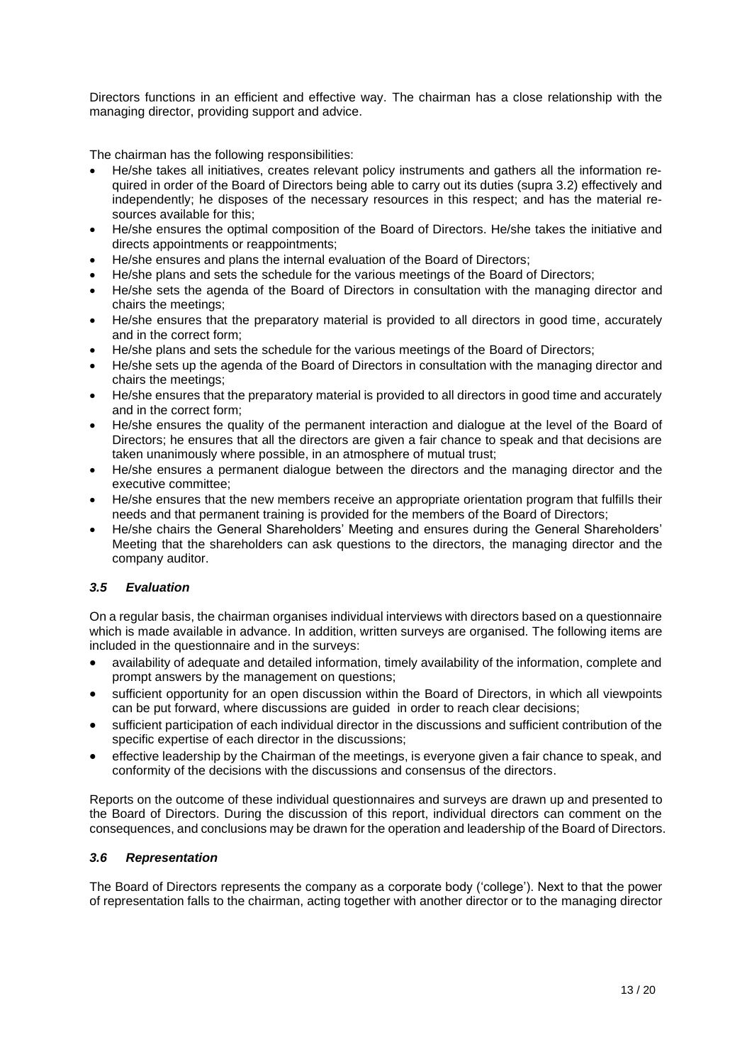Directors functions in an efficient and effective way. The chairman has a close relationship with the managing director, providing support and advice.

The chairman has the following responsibilities:

- He/she takes all initiatives, creates relevant policy instruments and gathers all the information required in order of the Board of Directors being able to carry out its duties (supra 3.2) effectively and independently; he disposes of the necessary resources in this respect; and has the material resources available for this;
- He/she ensures the optimal composition of the Board of Directors. He/she takes the initiative and directs appointments or reappointments;
- He/she ensures and plans the internal evaluation of the Board of Directors;
- He/she plans and sets the schedule for the various meetings of the Board of Directors;
- He/she sets the agenda of the Board of Directors in consultation with the managing director and chairs the meetings;
- He/she ensures that the preparatory material is provided to all directors in good time, accurately and in the correct form;
- He/she plans and sets the schedule for the various meetings of the Board of Directors;
- He/she sets up the agenda of the Board of Directors in consultation with the managing director and chairs the meetings;
- He/she ensures that the preparatory material is provided to all directors in good time and accurately and in the correct form;
- He/she ensures the quality of the permanent interaction and dialogue at the level of the Board of Directors; he ensures that all the directors are given a fair chance to speak and that decisions are taken unanimously where possible, in an atmosphere of mutual trust;
- He/she ensures a permanent dialogue between the directors and the managing director and the executive committee;
- He/she ensures that the new members receive an appropriate orientation program that fulfills their needs and that permanent training is provided for the members of the Board of Directors;
- He/she chairs the General Shareholders' Meeting and ensures during the General Shareholders' Meeting that the shareholders can ask questions to the directors, the managing director and the company auditor.

### *3.5 Evaluation*

On a regular basis, the chairman organises individual interviews with directors based on a questionnaire which is made available in advance. In addition, written surveys are organised. The following items are included in the questionnaire and in the surveys:

- availability of adequate and detailed information, timely availability of the information, complete and prompt answers by the management on questions;
- sufficient opportunity for an open discussion within the Board of Directors, in which all viewpoints can be put forward, where discussions are guided in order to reach clear decisions;
- sufficient participation of each individual director in the discussions and sufficient contribution of the specific expertise of each director in the discussions;
- effective leadership by the Chairman of the meetings, is everyone given a fair chance to speak, and conformity of the decisions with the discussions and consensus of the directors.

Reports on the outcome of these individual questionnaires and surveys are drawn up and presented to the Board of Directors. During the discussion of this report, individual directors can comment on the consequences, and conclusions may be drawn for the operation and leadership of the Board of Directors.

### *3.6 Representation*

The Board of Directors represents the company as a corporate body ('college'). Next to that the power of representation falls to the chairman, acting together with another director or to the managing director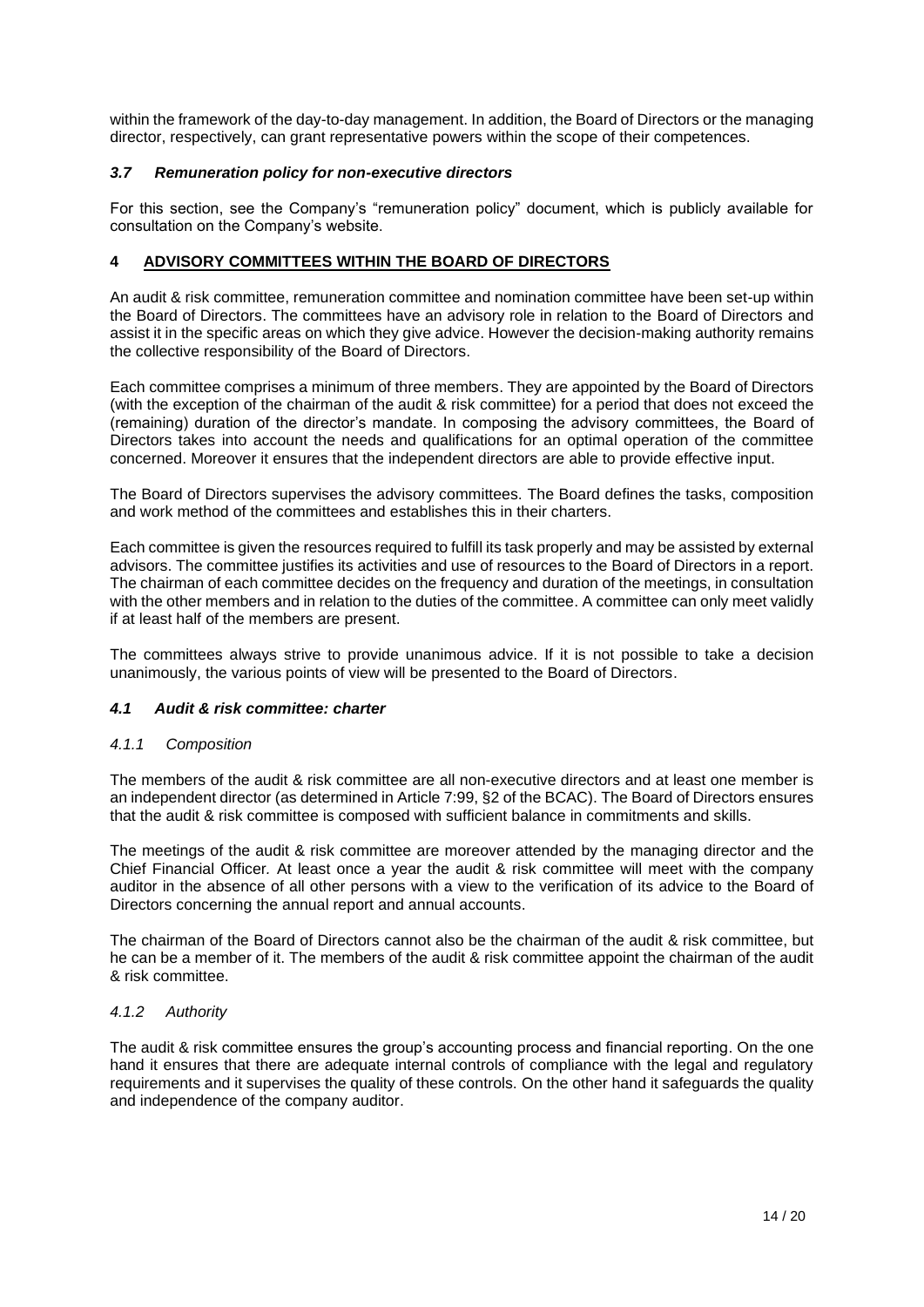within the framework of the day-to-day management. In addition, the Board of Directors or the managing director, respectively, can grant representative powers within the scope of their competences.

### *3.7 Remuneration policy for non-executive directors*

For this section, see the Company's "remuneration policy" document, which is publicly available for consultation on the Company's website.

## 4 ADVISORY COMMITTEES WITHIN THE BOARD OF DIRECTORS

An audit & risk committee, remuneration committee and nomination committee have been set-up within the Board of Directors. The committees have an advisory role in relation to the Board of Directors and assist it in the specific areas on which they give advice. However the decision-making authority remains the collective responsibility of the Board of Directors.

Each committee comprises a minimum of three members. They are appointed by the Board of Directors (with the exception of the chairman of the audit & risk committee) for a period that does not exceed the (remaining) duration of the director's mandate. In composing the advisory committees, the Board of Directors takes into account the needs and qualifications for an optimal operation of the committee concerned. Moreover it ensures that the independent directors are able to provide effective input.

The Board of Directors supervises the advisory committees. The Board defines the tasks, composition and work method of the committees and establishes this in their charters.

Each committee is given the resources required to fulfill its task properly and may be assisted by external advisors. The committee justifies its activities and use of resources to the Board of Directors in a report. The chairman of each committee decides on the frequency and duration of the meetings, in consultation with the other members and in relation to the duties of the committee. A committee can only meet validly if at least half of the members are present.

The committees always strive to provide unanimous advice. If it is not possible to take a decision unanimously, the various points of view will be presented to the Board of Directors.

### *4.1 Audit & risk committee: charter*

#### *4.1.1 Composition*

The members of the audit & risk committee are all non-executive directors and at least one member is an independent director (as determined in Article 7:99, §2 of the BCAC). The Board of Directors ensures that the audit & risk committee is composed with sufficient balance in commitments and skills.

The meetings of the audit & risk committee are moreover attended by the managing director and the Chief Financial Officer. At least once a year the audit & risk committee will meet with the company auditor in the absence of all other persons with a view to the verification of its advice to the Board of Directors concerning the annual report and annual accounts.

The chairman of the Board of Directors cannot also be the chairman of the audit & risk committee, but he can be a member of it. The members of the audit & risk committee appoint the chairman of the audit & risk committee.

#### *4.1.2 Authority*

The audit & risk committee ensures the group's accounting process and financial reporting. On the one hand it ensures that there are adequate internal controls of compliance with the legal and regulatory requirements and it supervises the quality of these controls. On the other hand it safeguards the quality and independence of the company auditor.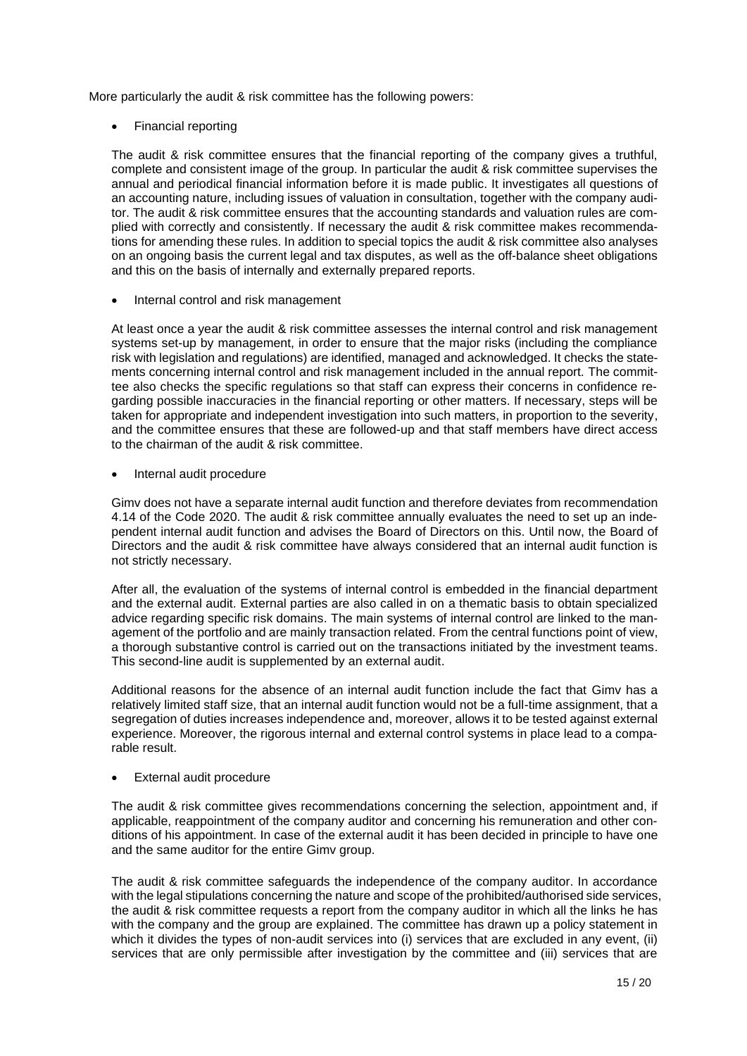More particularly the audit & risk committee has the following powers:

- Financial reporting

The audit & risk committee ensures that the financial reporting of the company gives a truthful, complete and consistent image of the group. In particular the audit & risk committee supervises the annual and periodical financial information before it is made public. It investigates all questions of an accounting nature, including issues of valuation in consultation, together with the company auditor. The audit & risk committee ensures that the accounting standards and valuation rules are complied with correctly and consistently. If necessary the audit & risk committee makes recommendations for amending these rules. In addition to special topics the audit & risk committee also analyses on an ongoing basis the current legal and tax disputes, as well as the off-balance sheet obligations and this on the basis of internally and externally prepared reports.

- Internal control and risk management

At least once a year the audit & risk committee assesses the internal control and risk management systems set-up by management, in order to ensure that the major risks (including the compliance risk with legislation and regulations) are identified, managed and acknowledged. It checks the statements concerning internal control and risk management included in the annual report. The committee also checks the specific regulations so that staff can express their concerns in confidence regarding possible inaccuracies in the financial reporting or other matters. If necessary, steps will be taken for appropriate and independent investigation into such matters, in proportion to the severity, and the committee ensures that these are followed-up and that staff members have direct access to the chairman of the audit & risk committee.

- Internal audit procedure

Gimv does not have a separate internal audit function and therefore deviates from recommendation 4.14 of the Code 2020. The audit & risk committee annually evaluates the need to set up an independent internal audit function and advises the Board of Directors on this. Until now, the Board of Directors and the audit & risk committee have always considered that an internal audit function is not strictly necessary.

After all, the evaluation of the systems of internal control is embedded in the financial department and the external audit. External parties are also called in on a thematic basis to obtain specialized advice regarding specific risk domains. The main systems of internal control are linked to the management of the portfolio and are mainly transaction related. From the central functions point of view, a thorough substantive control is carried out on the transactions initiated by the investment teams. This second-line audit is supplemented by an external audit.

Additional reasons for the absence of an internal audit function include the fact that Gimv has a relatively limited staff size, that an internal audit function would not be a full-time assignment, that a segregation of duties increases independence and, moreover, allows it to be tested against external experience. Moreover, the rigorous internal and external control systems in place lead to a comparable result.

- External audit procedure

The audit & risk committee gives recommendations concerning the selection, appointment and, if applicable, reappointment of the company auditor and concerning his remuneration and other conditions of his appointment. In case of the external audit it has been decided in principle to have one and the same auditor for the entire Gimv group.

The audit & risk committee safeguards the independence of the company auditor. In accordance with the legal stipulations concerning the nature and scope of the prohibited/authorised side services, the audit & risk committee requests a report from the company auditor in which all the links he has with the company and the group are explained. The committee has drawn up a policy statement in which it divides the types of non-audit services into (i) services that are excluded in any event, (ii) services that are only permissible after investigation by the committee and (iii) services that are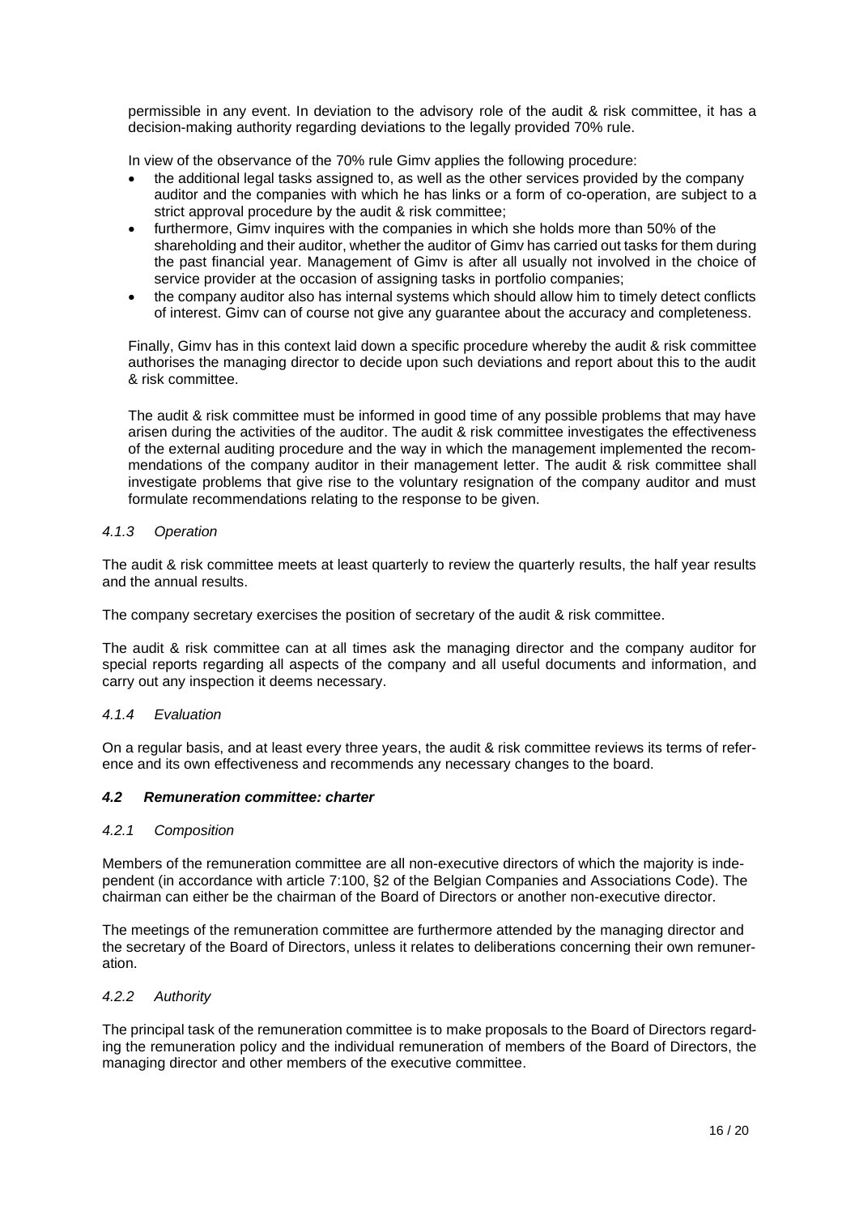permissible in any event. In deviation to the advisory role of the audit & risk committee, it has a decision-making authority regarding deviations to the legally provided 70% rule.

In view of the observance of the 70% rule Gimv applies the following procedure:

- the additional legal tasks assigned to, as well as the other services provided by the company auditor and the companies with which he has links or a form of co-operation, are subject to a strict approval procedure by the audit & risk committee;
- furthermore, Gimv inquires with the companies in which she holds more than 50% of the shareholding and their auditor, whether the auditor of Gimv has carried out tasks for them during the past financial year. Management of Gimv is after all usually not involved in the choice of service provider at the occasion of assigning tasks in portfolio companies;
- the company auditor also has internal systems which should allow him to timely detect conflicts of interest. Gimv can of course not give any guarantee about the accuracy and completeness.

Finally, Gimv has in this context laid down a specific procedure whereby the audit & risk committee authorises the managing director to decide upon such deviations and report about this to the audit & risk committee.

The audit & risk committee must be informed in good time of any possible problems that may have arisen during the activities of the auditor. The audit & risk committee investigates the effectiveness of the external auditing procedure and the way in which the management implemented the recommendations of the company auditor in their management letter. The audit & risk committee shall investigate problems that give rise to the voluntary resignation of the company auditor and must formulate recommendations relating to the response to be given.

#### *4.1.3 Operation*

The audit & risk committee meets at least quarterly to review the quarterly results, the half year results and the annual results.

The company secretary exercises the position of secretary of the audit & risk committee.

The audit & risk committee can at all times ask the managing director and the company auditor for special reports regarding all aspects of the company and all useful documents and information, and carry out any inspection it deems necessary.

#### *4.1.4 Evaluation*

On a regular basis, and at least every three years, the audit & risk committee reviews its terms of reference and its own effectiveness and recommends any necessary changes to the board.

### ***4.2 Remuneration committee: charter***

#### *4.2.1 Composition*

Members of the remuneration committee are all non-executive directors of which the majority is independent (in accordance with article 7:100, §2 of the Belgian Companies and Associations Code). The chairman can either be the chairman of the Board of Directors or another non-executive director.

The meetings of the remuneration committee are furthermore attended by the managing director and the secretary of the Board of Directors, unless it relates to deliberations concerning their own remuneration.

#### *4.2.2 Authority*

The principal task of the remuneration committee is to make proposals to the Board of Directors regarding the remuneration policy and the individual remuneration of members of the Board of Directors, the managing director and other members of the executive committee.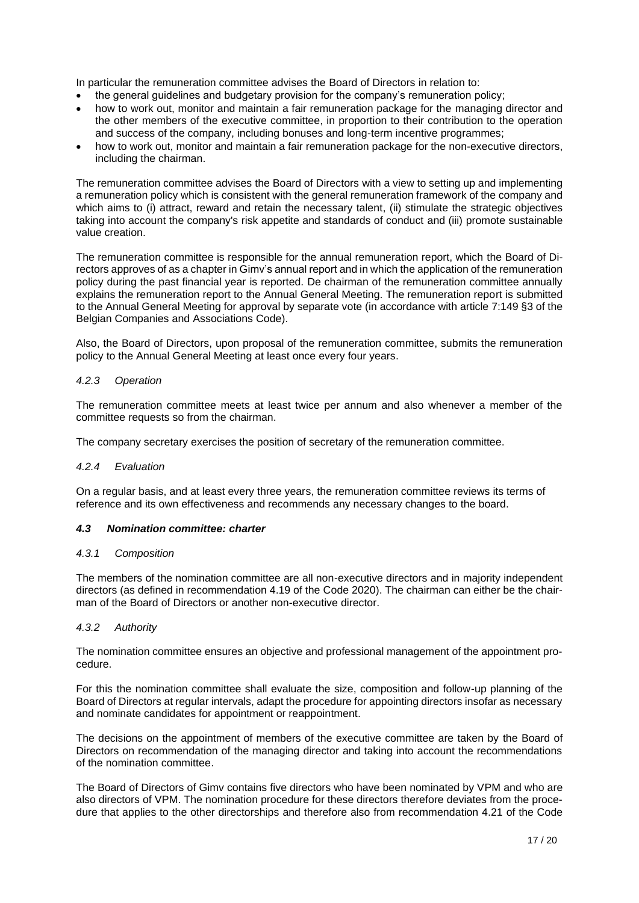In particular the remuneration committee advises the Board of Directors in relation to:

- the general guidelines and budgetary provision for the company's remuneration policy;
- how to work out, monitor and maintain a fair remuneration package for the managing director and the other members of the executive committee, in proportion to their contribution to the operation and success of the company, including bonuses and long-term incentive programmes;
- how to work out, monitor and maintain a fair remuneration package for the non-executive directors, including the chairman.

The remuneration committee advises the Board of Directors with a view to setting up and implementing a remuneration policy which is consistent with the general remuneration framework of the company and which aims to (i) attract, reward and retain the necessary talent, (ii) stimulate the strategic objectives taking into account the company's risk appetite and standards of conduct and (iii) promote sustainable value creation.

The remuneration committee is responsible for the annual remuneration report, which the Board of Directors approves of as a chapter in Gimv's annual report and in which the application of the remuneration policy during the past financial year is reported. De chairman of the remuneration committee annually explains the remuneration report to the Annual General Meeting. The remuneration report is submitted to the Annual General Meeting for approval by separate vote (in accordance with article 7:149 §3 of the Belgian Companies and Associations Code).

Also, the Board of Directors, upon proposal of the remuneration committee, submits the remuneration policy to the Annual General Meeting at least once every four years.

#### *4.2.3 Operation*

The remuneration committee meets at least twice per annum and also whenever a member of the committee requests so from the chairman.

The company secretary exercises the position of secretary of the remuneration committee.

#### *4.2.4 Evaluation*

On a regular basis, and at least every three years, the remuneration committee reviews its terms of reference and its own effectiveness and recommends any necessary changes to the board.

### ***4.3 Nomination committee: charter***

#### *4.3.1 Composition*

The members of the nomination committee are all non-executive directors and in majority independent directors (as defined in recommendation 4.19 of the Code 2020). The chairman can either be the chairman of the Board of Directors or another non-executive director.

#### *4.3.2 Authority*

The nomination committee ensures an objective and professional management of the appointment procedure.

For this the nomination committee shall evaluate the size, composition and follow-up planning of the Board of Directors at regular intervals, adapt the procedure for appointing directors insofar as necessary and nominate candidates for appointment or reappointment.

The decisions on the appointment of members of the executive committee are taken by the Board of Directors on recommendation of the managing director and taking into account the recommendations of the nomination committee.

The Board of Directors of Gimv contains five directors who have been nominated by VPM and who are also directors of VPM. The nomination procedure for these directors therefore deviates from the procedure that applies to the other directorships and therefore also from recommendation 4.21 of the Code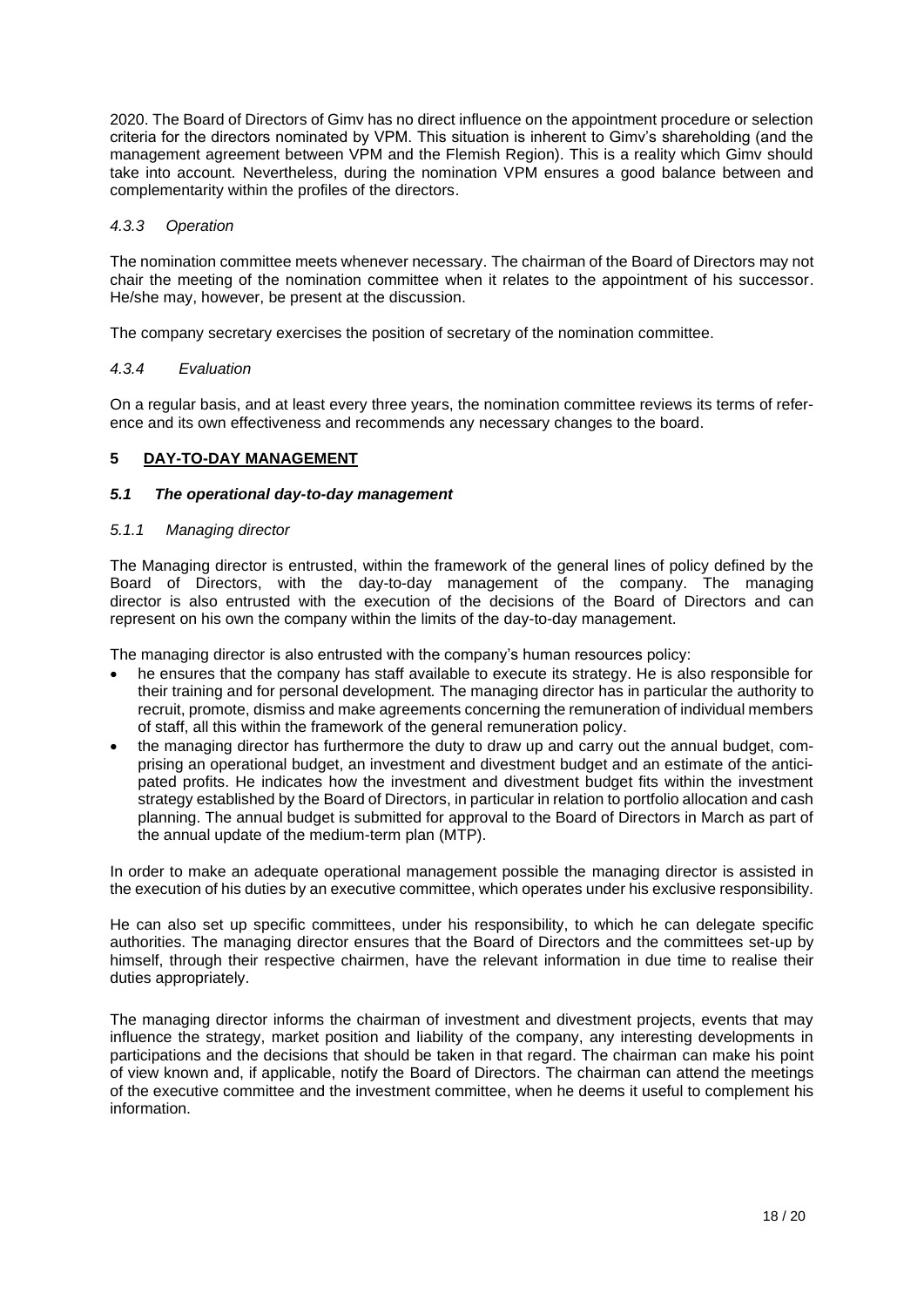2020. The Board of Directors of Gimv has no direct influence on the appointment procedure or selection criteria for the directors nominated by VPM. This situation is inherent to Gimv's shareholding (and the management agreement between VPM and the Flemish Region). This is a reality which Gimv should take into account. Nevertheless, during the nomination VPM ensures a good balance between and complementarity within the profiles of the directors.

#### *4.3.3 Operation*

The nomination committee meets whenever necessary. The chairman of the Board of Directors may not chair the meeting of the nomination committee when it relates to the appointment of his successor. He/she may, however, be present at the discussion.

The company secretary exercises the position of secretary of the nomination committee.

#### *4.3.4 Evaluation*

On a regular basis, and at least every three years, the nomination committee reviews its terms of reference and its own effectiveness and recommends any necessary changes to the board.

## 5 DAY-TO-DAY MANAGEMENT

### *5.1 The operational day-to-day management*

#### *5.1.1 Managing director*

The Managing director is entrusted, within the framework of the general lines of policy defined by the Board of Directors, with the day-to-day management of the company. The managing director is also entrusted with the execution of the decisions of the Board of Directors and can represent on his own the company within the limits of the day-to-day management.

The managing director is also entrusted with the company's human resources policy:

- he ensures that the company has staff available to execute its strategy. He is also responsible for their training and for personal development. The managing director has in particular the authority to recruit, promote, dismiss and make agreements concerning the remuneration of individual members of staff, all this within the framework of the general remuneration policy.
- the managing director has furthermore the duty to draw up and carry out the annual budget, comprising an operational budget, an investment and divestment budget and an estimate of the anticipated profits. He indicates how the investment and divestment budget fits within the investment strategy established by the Board of Directors, in particular in relation to portfolio allocation and cash planning. The annual budget is submitted for approval to the Board of Directors in March as part of the annual update of the medium-term plan (MTP).

In order to make an adequate operational management possible the managing director is assisted in the execution of his duties by an executive committee, which operates under his exclusive responsibility.

He can also set up specific committees, under his responsibility, to which he can delegate specific authorities. The managing director ensures that the Board of Directors and the committees set-up by himself, through their respective chairmen, have the relevant information in due time to realise their duties appropriately.

The managing director informs the chairman of investment and divestment projects, events that may influence the strategy, market position and liability of the company, any interesting developments in participations and the decisions that should be taken in that regard. The chairman can make his point of view known and, if applicable, notify the Board of Directors. The chairman can attend the meetings of the executive committee and the investment committee, when he deems it useful to complement his information.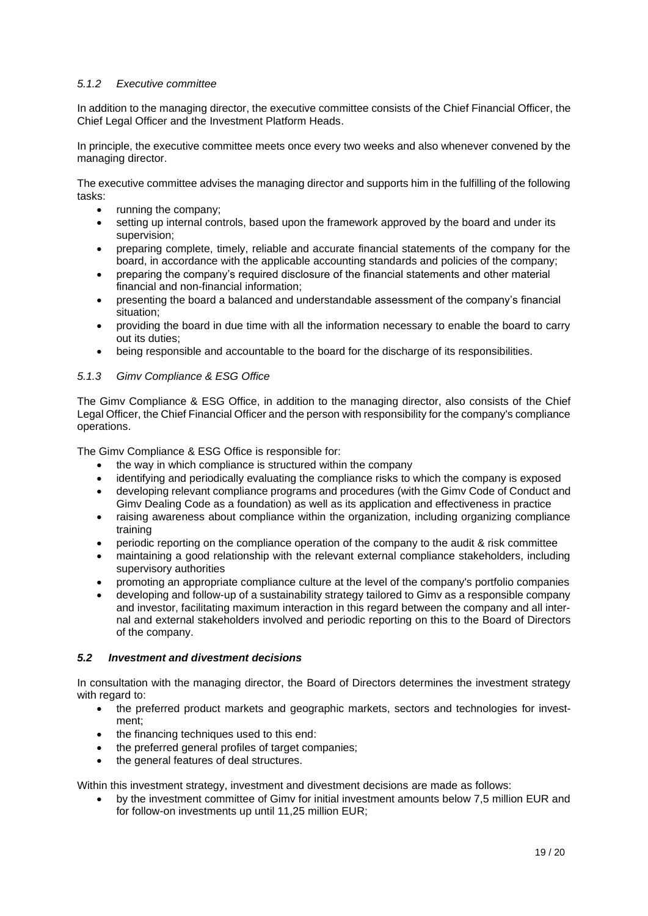#### *5.1.2 Executive committee*

In addition to the managing director, the executive committee consists of the Chief Financial Officer, the Chief Legal Officer and the Investment Platform Heads.

In principle, the executive committee meets once every two weeks and also whenever convened by the managing director.

The executive committee advises the managing director and supports him in the fulfilling of the following tasks:

- running the company;
- setting up internal controls, based upon the framework approved by the board and under its supervision;
- preparing complete, timely, reliable and accurate financial statements of the company for the board, in accordance with the applicable accounting standards and policies of the company;
- preparing the company's required disclosure of the financial statements and other material financial and non-financial information;
- presenting the board a balanced and understandable assessment of the company's financial situation;
- providing the board in due time with all the information necessary to enable the board to carry out its duties;
- being responsible and accountable to the board for the discharge of its responsibilities.

#### *5.1.3 Gimv Compliance & ESG Office*

The Gimv Compliance & ESG Office, in addition to the managing director, also consists of the Chief Legal Officer, the Chief Financial Officer and the person with responsibility for the company's compliance operations.

The Gimv Compliance & ESG Office is responsible for:

- the way in which compliance is structured within the company
- identifying and periodically evaluating the compliance risks to which the company is exposed
- developing relevant compliance programs and procedures (with the Gimv Code of Conduct and Gimv Dealing Code as a foundation) as well as its application and effectiveness in practice
- raising awareness about compliance within the organization, including organizing compliance training
- periodic reporting on the compliance operation of the company to the audit & risk committee
- maintaining a good relationship with the relevant external compliance stakeholders, including supervisory authorities
- promoting an appropriate compliance culture at the level of the company's portfolio companies
- developing and follow-up of a sustainability strategy tailored to Gimv as a responsible company and investor, facilitating maximum interaction in this regard between the company and all internal and external stakeholders involved and periodic reporting on this to the Board of Directors of the company.

### ***5.2 Investment and divestment decisions***

In consultation with the managing director, the Board of Directors determines the investment strategy with regard to:

- the preferred product markets and geographic markets, sectors and technologies for investment;
- the financing techniques used to this end:
- the preferred general profiles of target companies;
- the general features of deal structures.

Within this investment strategy, investment and divestment decisions are made as follows:

- by the investment committee of Gimv for initial investment amounts below 7,5 million EUR and for follow-on investments up until 11,25 million EUR;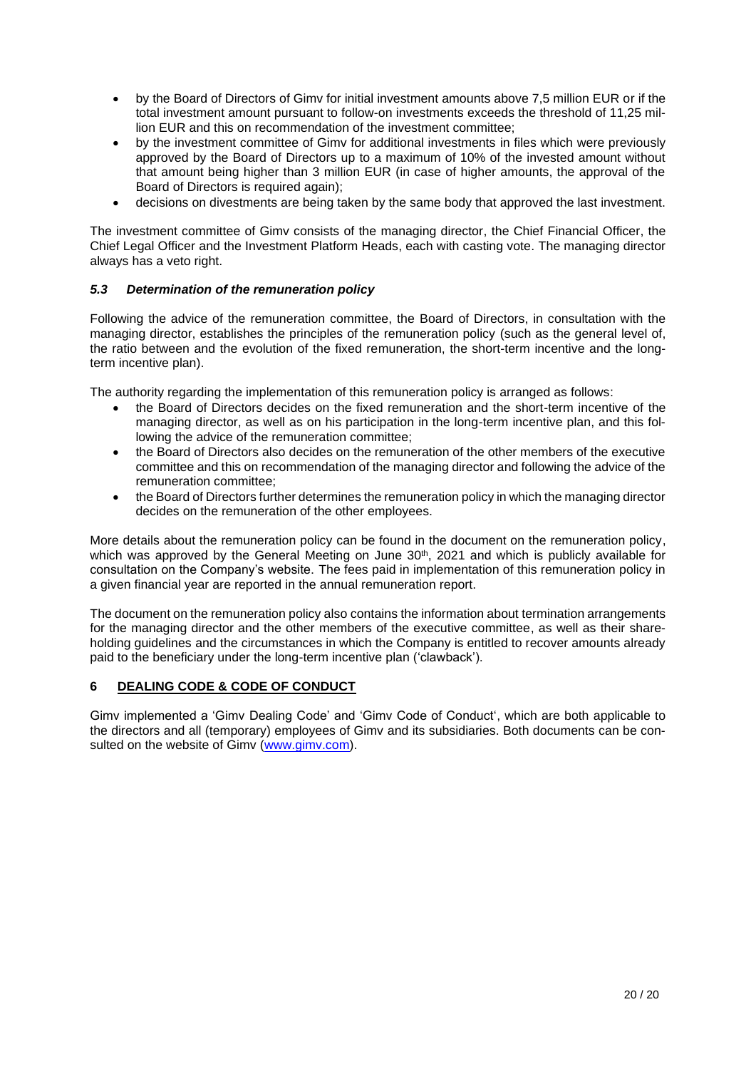- by the Board of Directors of Gimv for initial investment amounts above 7,5 million EUR or if the total investment amount pursuant to follow-on investments exceeds the threshold of 11,25 million EUR and this on recommendation of the investment committee;
- by the investment committee of Gimv for additional investments in files which were previously approved by the Board of Directors up to a maximum of 10% of the invested amount without that amount being higher than 3 million EUR (in case of higher amounts, the approval of the Board of Directors is required again);
- decisions on divestments are being taken by the same body that approved the last investment.

The investment committee of Gimv consists of the managing director, the Chief Financial Officer, the Chief Legal Officer and the Investment Platform Heads, each with casting vote. The managing director always has a veto right.

### *5.3 Determination of the remuneration policy*

Following the advice of the remuneration committee, the Board of Directors, in consultation with the managing director, establishes the principles of the remuneration policy (such as the general level of, the ratio between and the evolution of the fixed remuneration, the short-term incentive and the long-term incentive plan).

The authority regarding the implementation of this remuneration policy is arranged as follows:

- the Board of Directors decides on the fixed remuneration and the short-term incentive of the managing director, as well as on his participation in the long-term incentive plan, and this following the advice of the remuneration committee;
- the Board of Directors also decides on the remuneration of the other members of the executive committee and this on recommendation of the managing director and following the advice of the remuneration committee;
- the Board of Directors further determines the remuneration policy in which the managing director decides on the remuneration of the other employees.

More details about the remuneration policy can be found in the document on the remuneration policy, which was approved by the General Meeting on June 30th, 2021 and which is publicly available for consultation on the Company's website. The fees paid in implementation of this remuneration policy in a given financial year are reported in the annual remuneration report.

The document on the remuneration policy also contains the information about termination arrangements for the managing director and the other members of the executive committee, as well as their shareholding guidelines and the circumstances in which the Company is entitled to recover amounts already paid to the beneficiary under the long-term incentive plan ('clawback').

## 6 DEALING CODE & CODE OF CONDUCT

Gimv implemented a 'Gimv Dealing Code' and 'Gimv Code of Conduct', which are both applicable to the directors and all (temporary) employees of Gimv and its subsidiaries. Both documents can be consulted on the website of Gimv (www.gimv.com).